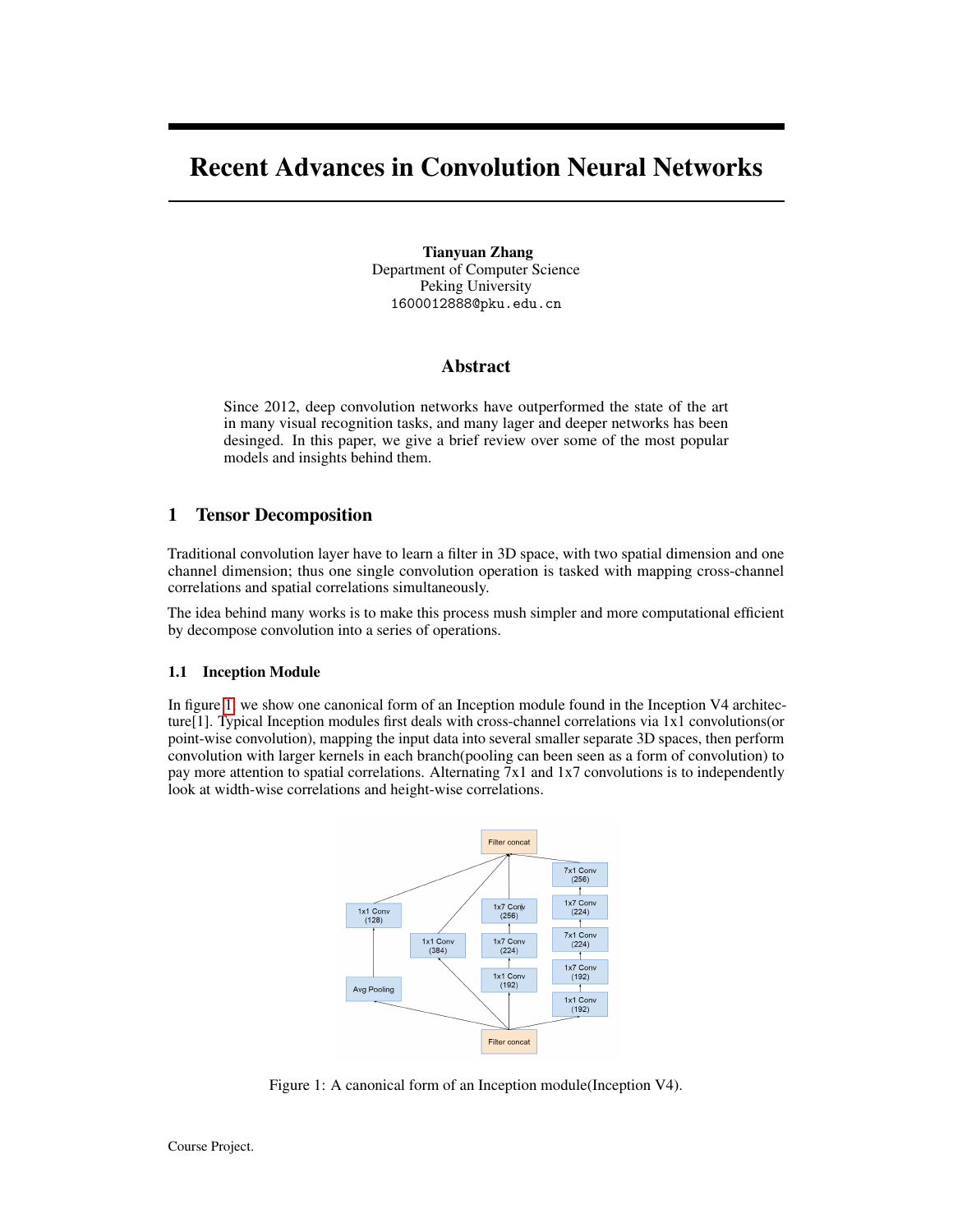# Recent Advances in Convolution Neural Networks

**Tianyuan Zhang**
Department of Computer Science
Peking University
1600012888@pku.edu.cn

## Abstract

Since 2012, deep convolution networks have outperformed the state of the art in many visual recognition tasks, and many lager and deeper networks has been desinged. In this paper, we give a brief review over some of the most popular models and insights behind them.

## 1 Tensor Decomposition

Traditional convolution layer have to learn a filter in 3D space, with two spatial dimension and one channel dimension; thus one single convolution operation is tasked with mapping cross-channel correlations and spatial correlations simultaneously.

The idea behind many works is to make this process mush simpler and more computational efficient by decompose convolution into a series of operations.

### 1.1 Inception Module

In figure 1, we show one canonical form of an Inception module found in the Inception V4 architecture[1]. Typical Inception modules first deals with cross-channel correlations via 1x1 convolutions(or point-wise convolution), mapping the input data into several smaller separate 3D spaces, then perform convolution with larger kernels in each branch(pooling can been seen as a form of convolution) to pay more attention to spatial correlations. Alternating 7x1 and 1x7 convolutions is to independently look at width-wise correlations and height-wise correlations.

Figure 1: A canonical form of an Inception module(Inception V4).

Course Project.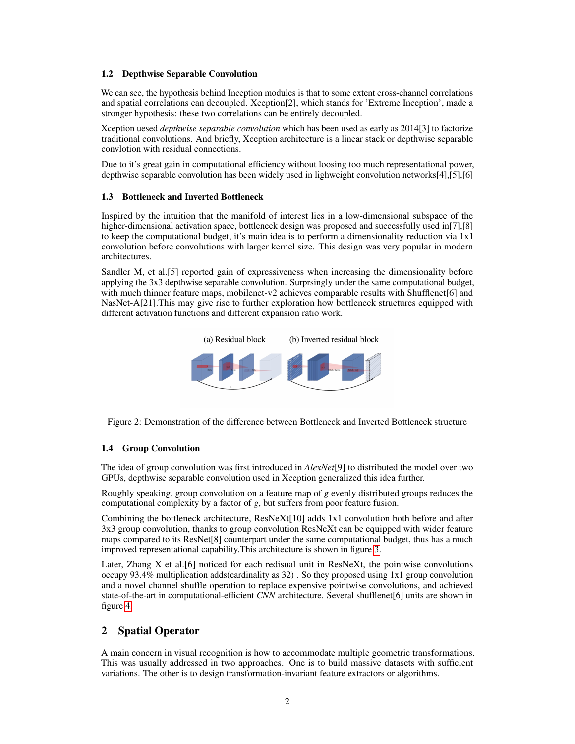### 1.2 Depthwise Separable Convolution

We can see, the hypothesis behind Inception modules is that to some extent cross-channel correlations and spatial correlations can decoupled. Xception[2], which stands for 'Extreme Inception', made a stronger hypothesis: these two correlations can be entirely decoupled.

Xception uesed *depthwise separable convolution* which has been used as early as 2014[3] to factorize traditional convolutions. And briefly, Xception architecture is a linear stack or depthwise separable convlotion with residual connections.

Due to it's great gain in computational efficiency without loosing too much representational power, depthwise separable convolution has been widely used in lighweight convolution networks[4],[5],[6]

### 1.3 Bottleneck and Inverted Bottleneck

Inspired by the intuition that the manifold of interest lies in a low-dimensional subspace of the higher-dimensional activation space, bottleneck design was proposed and successfully used in[7],[8] to keep the computational budget, it's main idea is to perform a dimensionality reduction via 1x1 convolution before convolutions with larger kernel size. This design was very popular in modern architectures.

Sandler M, et al.[5] reported gain of expressiveness when increasing the dimensionality before applying the 3x3 depthwise separable convolution. Surprsingly under the same computational budget, with much thinner feature maps, mobilenet-v2 achieves comparable results with Shufflenet[6] and NasNet-A[21].This may give rise to further exploration how bottleneck structures equipped with different activation functions and different expansion ratio work.

Figure 2: Demonstration of the difference between Bottleneck and Inverted Bottleneck structure

### 1.4 Group Convolution

The idea of group convolution was first introduced in *AlexNet*[9] to distributed the model over two GPUs, depthwise separable convolution used in Xception generalized this idea further.

Roughly speaking, group convolution on a feature map of $g$ evenly distributed groups reduces the computational complexity by a factor of $g$, but suffers from poor feature fusion.

Combining the bottleneck architecture, ResNeXt[10] adds 1x1 convolution both before and after 3x3 group convolution, thanks to group convolution ResNeXt can be equipped with wider feature maps compared to its ResNet[8] counterpart under the same computational budget, thus has a much improved representational capability.This architecture is shown in figure 3.

Later, Zhang X et al.[6] noticed for each redisual unit in ResNeXt, the pointwise convolutions occupy 93.4% multiplication adds(cardinality as 32) . So they proposed using 1x1 group convolution and a novel channel shuffle operation to replace expensive pointwise convolutions, and achieved state-of-the-art in computational-efficient *CNN* architecture. Several shufflenet[6] units are shown in figure 4

## 2 Spatial Operator

A main concern in visual recognition is how to accommodate multiple geometric transformations. This was usually addressed in two approaches. One is to build massive datasets with sufficient variations. The other is to design transformation-invariant feature extractors or algorithms.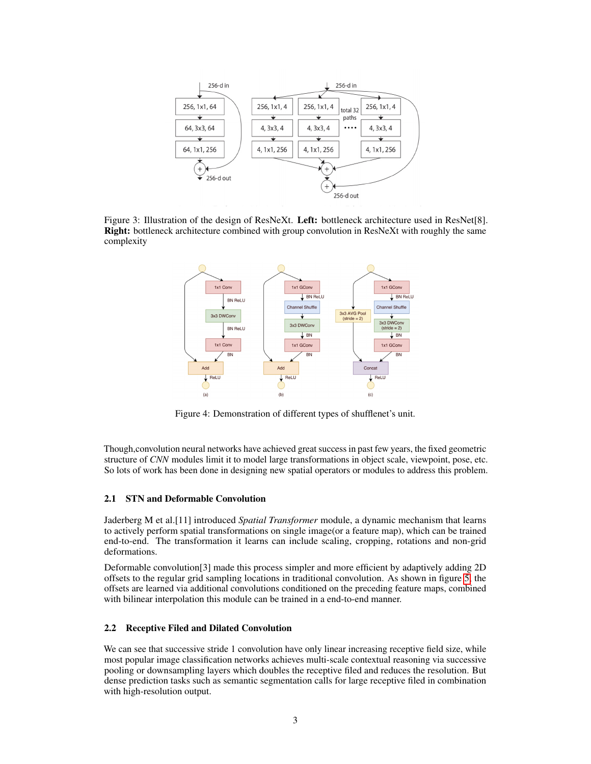Figure 3: Illustration of the design of ResNeXt. **Left:** bottleneck architecture used in ResNet[8]. **Right:** bottleneck architecture combined with group convolution in ResNeXt with roughly the same complexity

Figure 4: Demonstration of different types of shufflenet's unit.

Though,convolution neural networks have achieved great success in past few years, the fixed geometric structure of *CNN* modules limit it to model large transformations in object scale, viewpoint, pose, etc. So lots of work has been done in designing new spatial operators or modules to address this problem.

### 2.1 STN and Deformable Convolution

Jaderberg M et al.[11] introduced *Spatial Transformer* module, a dynamic mechanism that learns to actively perform spatial transformations on single image(or a feature map), which can be trained end-to-end. The transformation it learns can include scaling, cropping, rotations and non-grid deformations.

Deformable convolution[3] made this process simpler and more efficient by adaptively adding 2D offsets to the regular grid sampling locations in traditional convolution. As shown in figure 5, the offsets are learned via additional convolutions conditioned on the preceding feature maps, combined with bilinear interpolation this module can be trained in a end-to-end manner.

### 2.2 Receptive Filed and Dilated Convolution

We can see that successive stride 1 convolution have only linear increasing receptive field size, while most popular image classification networks achieves multi-scale contextual reasoning via successive pooling or downsampling layers which doubles the receptive filed and reduces the resolution. But dense prediction tasks such as semantic segmentation calls for large receptive filed in combination with high-resolution output.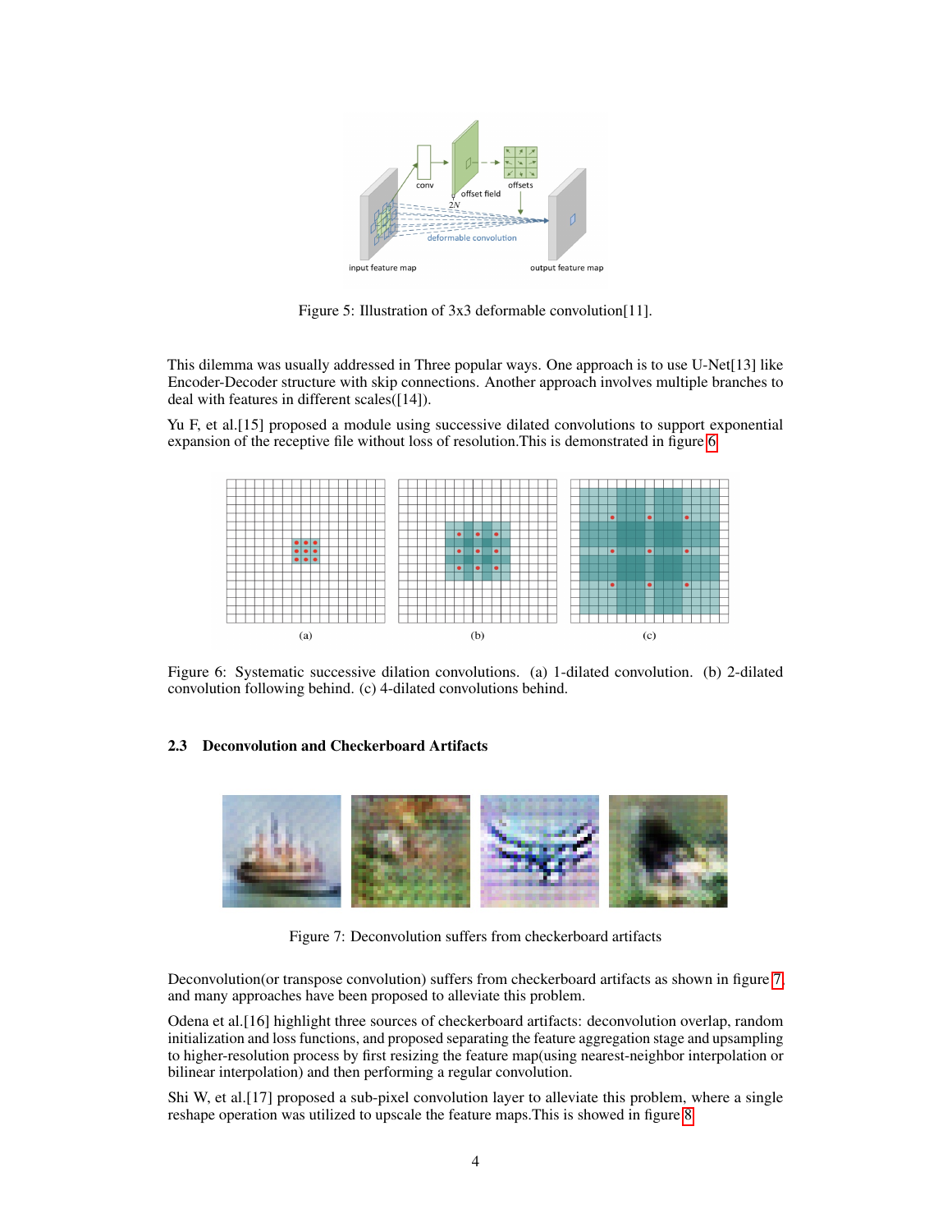Figure 5: Illustration of 3x3 deformable convolution[11].

This dilemma was usually addressed in Three popular ways. One approach is to use U-Net[13] like Encoder-Decoder structure with skip connections. Another approach involves multiple branches to deal with features in different scales([14]).

Yu F, et al.[15] proposed a module using successive dilated convolutions to support exponential expansion of the receptive file without loss of resolution.This is demonstrated in figure 6

Figure 6: Systematic successive dilation convolutions. (a) 1-dilated convolution. (b) 2-dilated convolution following behind. (c) 4-dilated convolutions behind.

### 2.3 Deconvolution and Checkerboard Artifacts

Figure 7: Deconvolution suffers from checkerboard artifacts

Deconvolution(or transpose convolution) suffers from checkerboard artifacts as shown in figure 7, and many approaches have been proposed to alleviate this problem.

Odena et al.[16] highlight three sources of checkerboard artifacts: deconvolution overlap, random initialization and loss functions, and proposed separating the feature aggregation stage and upsampling to higher-resolution process by first resizing the feature map(using nearest-neighbor interpolation or bilinear interpolation) and then performing a regular convolution.

Shi W, et al.[17] proposed a sub-pixel convolution layer to alleviate this problem, where a single reshape operation was utilized to upscale the feature maps.This is showed in figure 8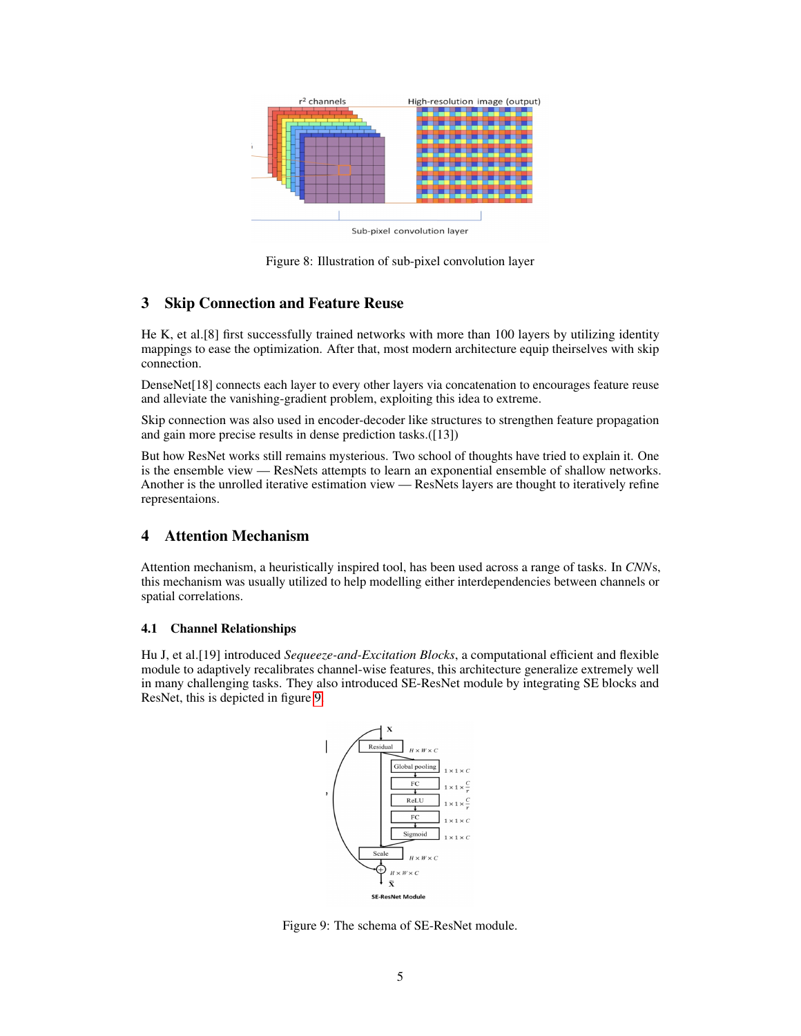Figure 8: Illustration of sub-pixel convolution layer

## 3 Skip Connection and Feature Reuse

He K, et al.[8] first successfully trained networks with more than 100 layers by utilizing identity mappings to ease the optimization. After that, most modern architecture equip theirselves with skip connection.

DenseNet[18] connects each layer to every other layers via concatenation to encourages feature reuse and alleviate the vanishing-gradient problem, exploiting this idea to extreme.

Skip connection was also used in encoder-decoder like structures to strengthen feature propagation and gain more precise results in dense prediction tasks.([13])

But how ResNet works still remains mysterious. Two school of thoughts have tried to explain it. One is the ensemble view — ResNets attempts to learn an exponential ensemble of shallow networks. Another is the unrolled iterative estimation view — ResNets layers are thought to iteratively refine representaions.

## 4 Attention Mechanism

Attention mechanism, a heuristically inspired tool, has been used across a range of tasks. In *CNN*s, this mechanism was usually utilized to help modelling either interdependencies between channels or spatial correlations.

### 4.1 Channel Relationships

Hu J, et al.[19] introduced *Seqeeze-and-Excitation Blocks*, a computational efficient and flexible module to adaptively recalibrates channel-wise features, this architecture generalize extremely well in many challenging tasks. They also introduced SE-ResNet module by integrating SE blocks and ResNet, this is depicted in figure 9.

Figure 9: The schema of SE-ResNet module.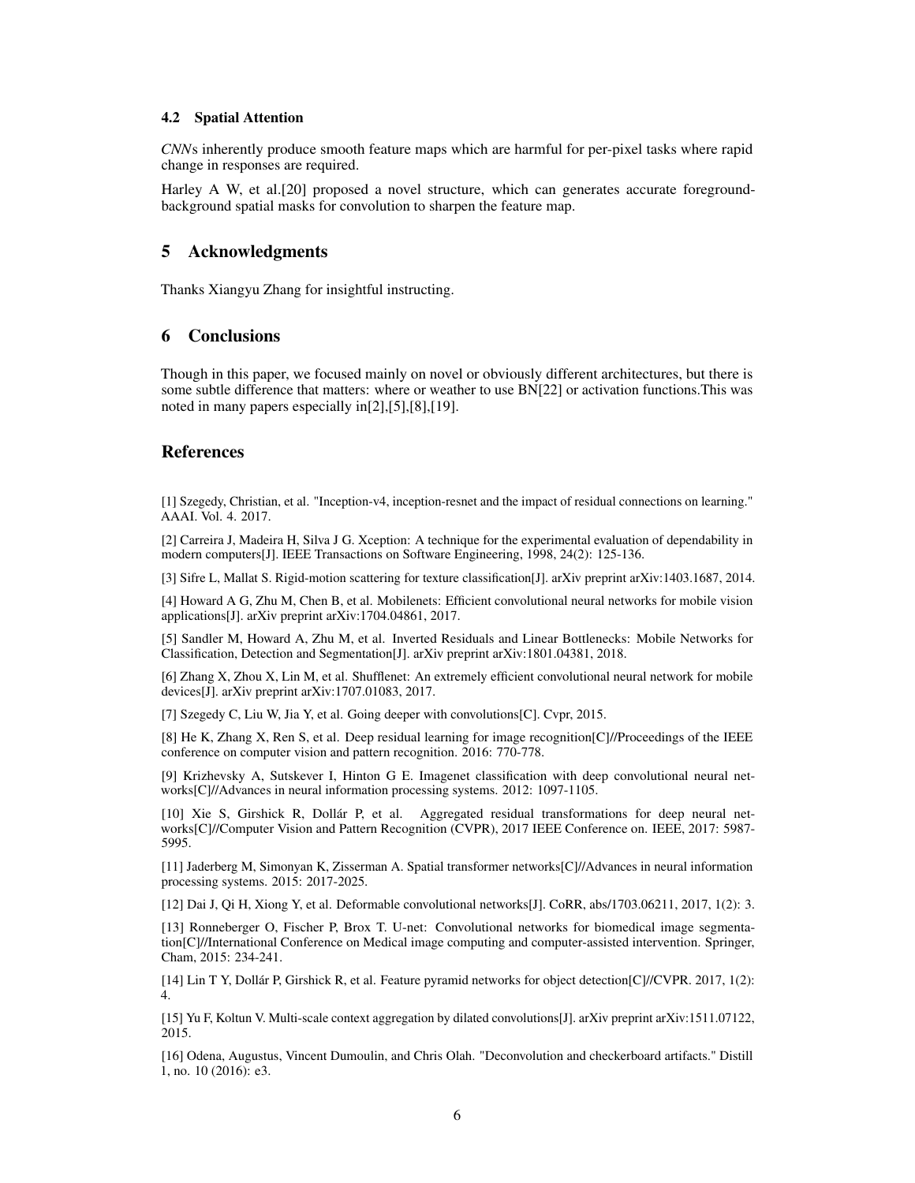### 4.2 Spatial Attention

*CNN*s inherently produce smooth feature maps which are harmful for per-pixel tasks where rapid change in responses are required.

Harley A W, et al.[20] proposed a novel structure, which can generates accurate foreground-background spatial masks for convolution to sharpen the feature map.

## 5 Acknowledgments

Thanks Xiangyu Zhang for insightful instructing.

## 6 Conclusions

Though in this paper, we focused mainly on novel or obviously different architectures, but there is some subtle difference that matters: where or weather to use BN[22] or activation functions.This was noted in many papers especially in[2],[5],[8],[19].

## References

[1] Szegedy, Christian, et al. "Inception-v4, inception-resnet and the impact of residual connections on learning." AAAI. Vol. 4. 2017.

[2] Carreira J, Madeira H, Silva J G. Xception: A technique for the experimental evaluation of dependability in modern computers[J]. IEEE Transactions on Software Engineering, 1998, 24(2): 125-136.

[3] Sifre L, Mallat S. Rigid-motion scattering for texture classification[J]. arXiv preprint arXiv:1403.1687, 2014.

[4] Howard A G, Zhu M, Chen B, et al. Mobilenets: Efficient convolutional neural networks for mobile vision applications[J]. arXiv preprint arXiv:1704.04861, 2017.

[5] Sandler M, Howard A, Zhu M, et al. Inverted Residuals and Linear Bottlenecks: Mobile Networks for Classification, Detection and Segmentation[J]. arXiv preprint arXiv:1801.04381, 2018.

[6] Zhang X, Zhou X, Lin M, et al. Shufflenet: An extremely efficient convolutional neural network for mobile devices[J]. arXiv preprint arXiv:1707.01083, 2017.

[7] Szegedy C, Liu W, Jia Y, et al. Going deeper with convolutions[C]. Cvpr, 2015.

[8] He K, Zhang X, Ren S, et al. Deep residual learning for image recognition[C]//Proceedings of the IEEE conference on computer vision and pattern recognition. 2016: 770-778.

[9] Krizhevsky A, Sutskever I, Hinton G E. Imagenet classification with deep convolutional neural networks[C]//Advances in neural information processing systems. 2012: 1097-1105.

[10] Xie S, Girshick R, Dollár P, et al. Aggregated residual transformations for deep neural networks[C]//Computer Vision and Pattern Recognition (CVPR), 2017 IEEE Conference on. IEEE, 2017: 5987-5995.

[11] Jaderberg M, Simonyan K, Zisserman A. Spatial transformer networks[C]//Advances in neural information processing systems. 2015: 2017-2025.

[12] Dai J, Qi H, Xiong Y, et al. Deformable convolutional networks[J]. CoRR, abs/1703.06211, 2017, 1(2): 3.

[13] Ronneberger O, Fischer P, Brox T. U-net: Convolutional networks for biomedical image segmentation[C]//International Conference on Medical image computing and computer-assisted intervention. Springer, Cham, 2015: 234-241.

[14] Lin T Y, Dollár P, Girshick R, et al. Feature pyramid networks for object detection[C]//CVPR. 2017, 1(2): 4.

[15] Yu F, Koltun V. Multi-scale context aggregation by dilated convolutions[J]. arXiv preprint arXiv:1511.07122, 2015.

[16] Odena, Augustus, Vincent Dumoulin, and Chris Olah. "Deconvolution and checkerboard artifacts." Distill 1, no. 10 (2016): e3.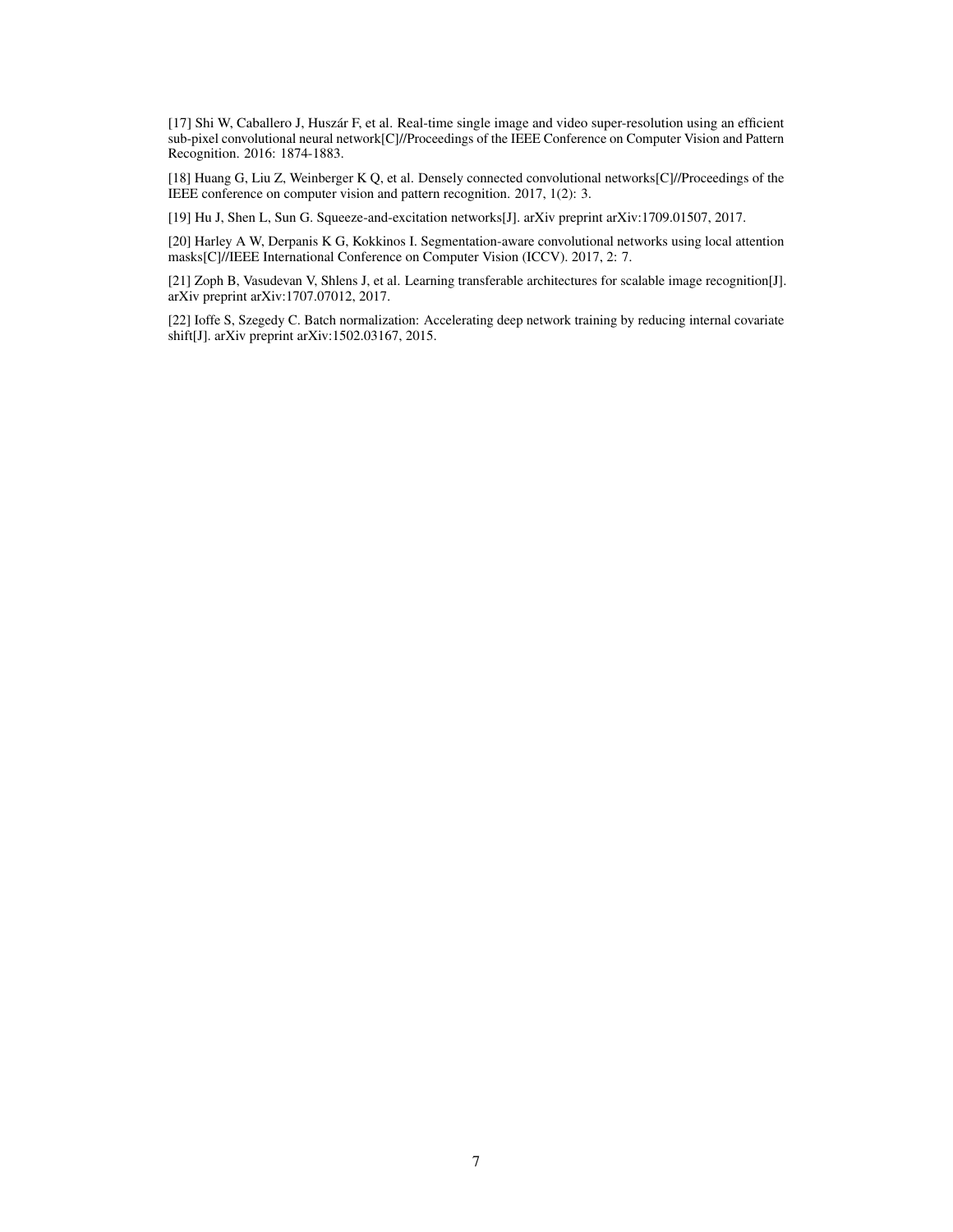[17] Shi W, Caballero J, Huszár F, et al. Real-time single image and video super-resolution using an efficient sub-pixel convolutional neural network[C]//Proceedings of the IEEE Conference on Computer Vision and Pattern Recognition. 2016: 1874-1883.

[18] Huang G, Liu Z, Weinberger K Q, et al. Densely connected convolutional networks[C]//Proceedings of the IEEE conference on computer vision and pattern recognition. 2017, 1(2): 3.

[19] Hu J, Shen L, Sun G. Squeeze-and-excitation networks[J]. arXiv preprint arXiv:1709.01507, 2017.

[20] Harley A W, Derpanis K G, Kokkinos I. Segmentation-aware convolutional networks using local attention masks[C]//IEEE International Conference on Computer Vision (ICCV). 2017, 2: 7.

[21] Zoph B, Vasudevan V, Shlens J, et al. Learning transferable architectures for scalable image recognition[J]. arXiv preprint arXiv:1707.07012, 2017.

[22] Ioffe S, Szegedy C. Batch normalization: Accelerating deep network training by reducing internal covariate shift[J]. arXiv preprint arXiv:1502.03167, 2015.